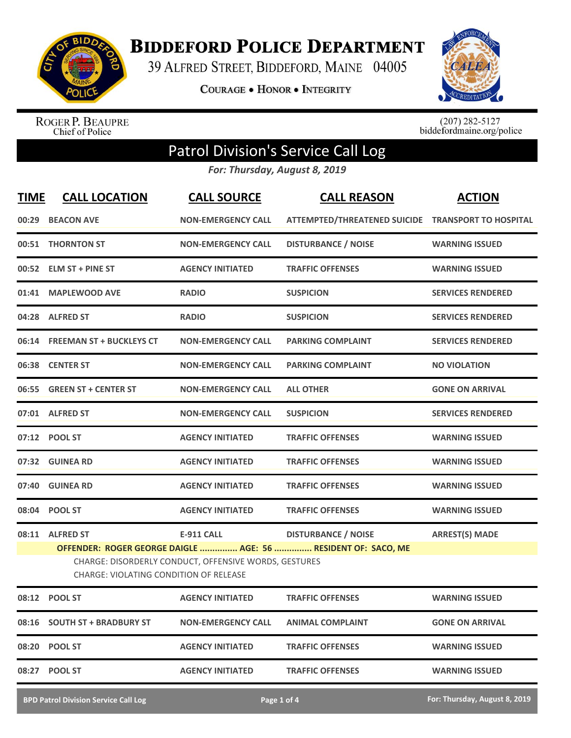# Biddeford Police Department

39 Alfred Street, Biddeford, Maine 04005

**Courage • Honor • Integrity**

Roger P. Beaupre
Chief of Police

(207) 282-5127
biddefordmaine.org/police

## Patrol Division's Service Call Log

*For: Thursday, August 8, 2019*

| TIME | CALL LOCATION | CALL SOURCE | CALL REASON | ACTION |
|---|---|---|---|---|
| 00:29 | BEACON AVE | NON-EMERGENCY CALL | ATTEMPTED/THREATENED SUICIDE | TRANSPORT TO HOSPITAL |
| 00:51 | THORNTON ST | NON-EMERGENCY CALL | DISTURBANCE / NOISE | WARNING ISSUED |
| 00:52 | ELM ST + PINE ST | AGENCY INITIATED | TRAFFIC OFFENSES | WARNING ISSUED |
| 01:41 | MAPLEWOOD AVE | RADIO | SUSPICION | SERVICES RENDERED |
| 04:28 | ALFRED ST | RADIO | SUSPICION | SERVICES RENDERED |
| 06:14 | FREEMAN ST + BUCKLEYS CT | NON-EMERGENCY CALL | PARKING COMPLAINT | SERVICES RENDERED |
| 06:38 | CENTER ST | NON-EMERGENCY CALL | PARKING COMPLAINT | NO VIOLATION |
| 06:55 | GREEN ST + CENTER ST | NON-EMERGENCY CALL | ALL OTHER | GONE ON ARRIVAL |
| 07:01 | ALFRED ST | NON-EMERGENCY CALL | SUSPICION | SERVICES RENDERED |
| 07:12 | POOL ST | AGENCY INITIATED | TRAFFIC OFFENSES | WARNING ISSUED |
| 07:32 | GUINEA RD | AGENCY INITIATED | TRAFFIC OFFENSES | WARNING ISSUED |
| 07:40 | GUINEA RD | AGENCY INITIATED | TRAFFIC OFFENSES | WARNING ISSUED |
| 08:04 | POOL ST | AGENCY INITIATED | TRAFFIC OFFENSES | WARNING ISSUED |
| 08:11 | ALFRED ST | E-911 CALL | DISTURBANCE / NOISE | ARREST(S) MADE |
| | OFFENDER: ROGER GEORGE DAIGLE ............... AGE: 56 ............... RESIDENT OF: SACO, ME<br>CHARGE: DISORDERLY CONDUCT, OFFENSIVE WORDS, GESTURES<br>CHARGE: VIOLATING CONDITION OF RELEASE | | | |
| 08:12 | POOL ST | AGENCY INITIATED | TRAFFIC OFFENSES | WARNING ISSUED |
| 08:16 | SOUTH ST + BRADBURY ST | NON-EMERGENCY CALL | ANIMAL COMPLAINT | GONE ON ARRIVAL |
| 08:20 | POOL ST | AGENCY INITIATED | TRAFFIC OFFENSES | WARNING ISSUED |
| 08:27 | POOL ST | AGENCY INITIATED | TRAFFIC OFFENSES | WARNING ISSUED |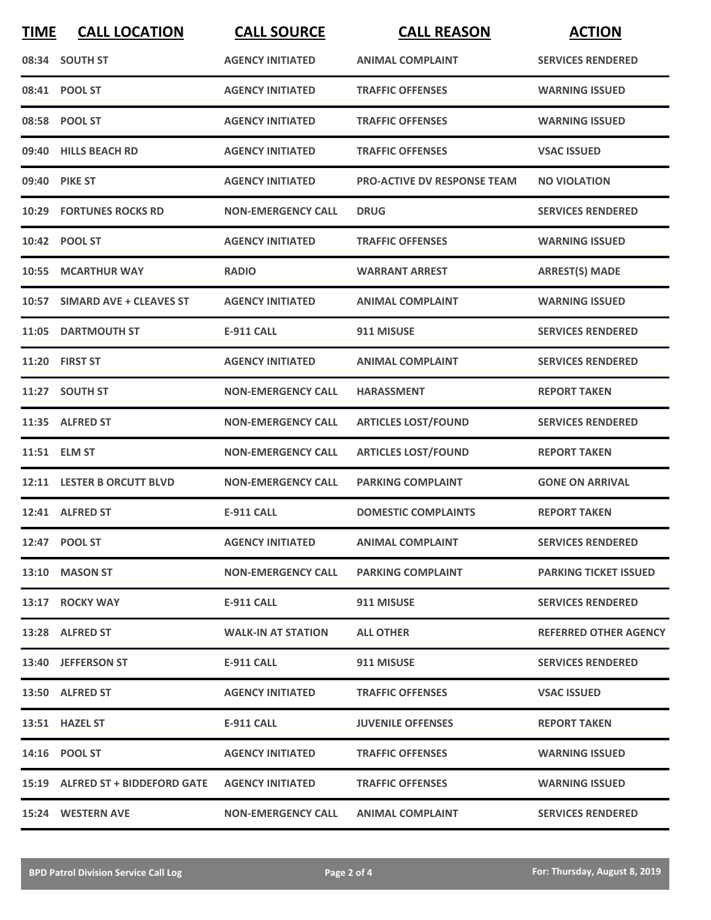| TIME | CALL LOCATION | CALL SOURCE | CALL REASON | ACTION |
|---|---|---|---|---|
| 08:34 | SOUTH ST | AGENCY INITIATED | ANIMAL COMPLAINT | SERVICES RENDERED |
| 08:41 | POOL ST | AGENCY INITIATED | TRAFFIC OFFENSES | WARNING ISSUED |
| 08:58 | POOL ST | AGENCY INITIATED | TRAFFIC OFFENSES | WARNING ISSUED |
| 09:40 | HILLS BEACH RD | AGENCY INITIATED | TRAFFIC OFFENSES | VSAC ISSUED |
| 09:40 | PIKE ST | AGENCY INITIATED | PRO-ACTIVE DV RESPONSE TEAM | NO VIOLATION |
| 10:29 | FORTUNES ROCKS RD | NON-EMERGENCY CALL | DRUG | SERVICES RENDERED |
| 10:42 | POOL ST | AGENCY INITIATED | TRAFFIC OFFENSES | WARNING ISSUED |
| 10:55 | MCARTHUR WAY | RADIO | WARRANT ARREST | ARREST(S) MADE |
| 10:57 | SIMARD AVE + CLEAVES ST | AGENCY INITIATED | ANIMAL COMPLAINT | WARNING ISSUED |
| 11:05 | DARTMOUTH ST | E-911 CALL | 911 MISUSE | SERVICES RENDERED |
| 11:20 | FIRST ST | AGENCY INITIATED | ANIMAL COMPLAINT | SERVICES RENDERED |
| 11:27 | SOUTH ST | NON-EMERGENCY CALL | HARASSMENT | REPORT TAKEN |
| 11:35 | ALFRED ST | NON-EMERGENCY CALL | ARTICLES LOST/FOUND | SERVICES RENDERED |
| 11:51 | ELM ST | NON-EMERGENCY CALL | ARTICLES LOST/FOUND | REPORT TAKEN |
| 12:11 | LESTER B ORCUTT BLVD | NON-EMERGENCY CALL | PARKING COMPLAINT | GONE ON ARRIVAL |
| 12:41 | ALFRED ST | E-911 CALL | DOMESTIC COMPLAINTS | REPORT TAKEN |
| 12:47 | POOL ST | AGENCY INITIATED | ANIMAL COMPLAINT | SERVICES RENDERED |
| 13:10 | MASON ST | NON-EMERGENCY CALL | PARKING COMPLAINT | PARKING TICKET ISSUED |
| 13:17 | ROCKY WAY | E-911 CALL | 911 MISUSE | SERVICES RENDERED |
| 13:28 | ALFRED ST | WALK-IN AT STATION | ALL OTHER | REFERRED OTHER AGENCY |
| 13:40 | JEFFERSON ST | E-911 CALL | 911 MISUSE | SERVICES RENDERED |
| 13:50 | ALFRED ST | AGENCY INITIATED | TRAFFIC OFFENSES | VSAC ISSUED |
| 13:51 | HAZEL ST | E-911 CALL | JUVENILE OFFENSES | REPORT TAKEN |
| 14:16 | POOL ST | AGENCY INITIATED | TRAFFIC OFFENSES | WARNING ISSUED |
| 15:19 | ALFRED ST + BIDDEFORD GATE | AGENCY INITIATED | TRAFFIC OFFENSES | WARNING ISSUED |
| 15:24 | WESTERN AVE | NON-EMERGENCY CALL | ANIMAL COMPLAINT | SERVICES RENDERED |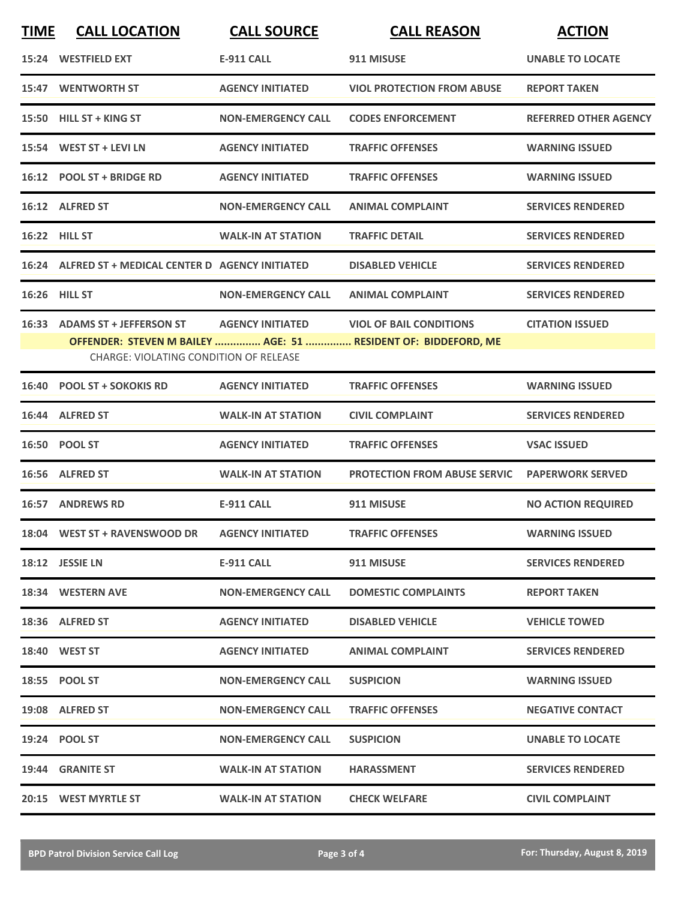| TIME | CALL LOCATION | CALL SOURCE | CALL REASON | ACTION |
|---|---|---|---|---|
| 15:24 | WESTFIELD EXT | E-911 CALL | 911 MISUSE | UNABLE TO LOCATE |
| 15:47 | WENTWORTH ST | AGENCY INITIATED | VIOL PROTECTION FROM ABUSE | REPORT TAKEN |
| 15:50 | HILL ST + KING ST | NON-EMERGENCY CALL | CODES ENFORCEMENT | REFERRED OTHER AGENCY |
| 15:54 | WEST ST + LEVI LN | AGENCY INITIATED | TRAFFIC OFFENSES | WARNING ISSUED |
| 16:12 | POOL ST + BRIDGE RD | AGENCY INITIATED | TRAFFIC OFFENSES | WARNING ISSUED |
| 16:12 | ALFRED ST | NON-EMERGENCY CALL | ANIMAL COMPLAINT | SERVICES RENDERED |
| 16:22 | HILL ST | WALK-IN AT STATION | TRAFFIC DETAIL | SERVICES RENDERED |
| 16:24 | ALFRED ST + MEDICAL CENTER D | AGENCY INITIATED | DISABLED VEHICLE | SERVICES RENDERED |
| 16:26 | HILL ST | NON-EMERGENCY CALL | ANIMAL COMPLAINT | SERVICES RENDERED |
| 16:33 | ADAMS ST + JEFFERSON ST | AGENCY INITIATED | VIOL OF BAIL CONDITIONS | CITATION ISSUED |
| | OFFENDER: STEVEN M BAILEY ............... AGE: 51 ............... RESIDENT OF: BIDDEFORD, ME | | | |
| | CHARGE: VIOLATING CONDITION OF RELEASE | | | |
| 16:40 | POOL ST + SOKOKIS RD | AGENCY INITIATED | TRAFFIC OFFENSES | WARNING ISSUED |
| 16:44 | ALFRED ST | WALK-IN AT STATION | CIVIL COMPLAINT | SERVICES RENDERED |
| 16:50 | POOL ST | AGENCY INITIATED | TRAFFIC OFFENSES | VSAC ISSUED |
| 16:56 | ALFRED ST | WALK-IN AT STATION | PROTECTION FROM ABUSE SERVIC | PAPERWORK SERVED |
| 16:57 | ANDREWS RD | E-911 CALL | 911 MISUSE | NO ACTION REQUIRED |
| 18:04 | WEST ST + RAVENSWOOD DR | AGENCY INITIATED | TRAFFIC OFFENSES | WARNING ISSUED |
| 18:12 | JESSIE LN | E-911 CALL | 911 MISUSE | SERVICES RENDERED |
| 18:34 | WESTERN AVE | NON-EMERGENCY CALL | DOMESTIC COMPLAINTS | REPORT TAKEN |
| 18:36 | ALFRED ST | AGENCY INITIATED | DISABLED VEHICLE | VEHICLE TOWED |
| 18:40 | WEST ST | AGENCY INITIATED | ANIMAL COMPLAINT | SERVICES RENDERED |
| 18:55 | POOL ST | NON-EMERGENCY CALL | SUSPICION | WARNING ISSUED |
| 19:08 | ALFRED ST | NON-EMERGENCY CALL | TRAFFIC OFFENSES | NEGATIVE CONTACT |
| 19:24 | POOL ST | NON-EMERGENCY CALL | SUSPICION | UNABLE TO LOCATE |
| 19:44 | GRANITE ST | WALK-IN AT STATION | HARASSMENT | SERVICES RENDERED |
| 20:15 | WEST MYRTLE ST | WALK-IN AT STATION | CHECK WELFARE | CIVIL COMPLAINT |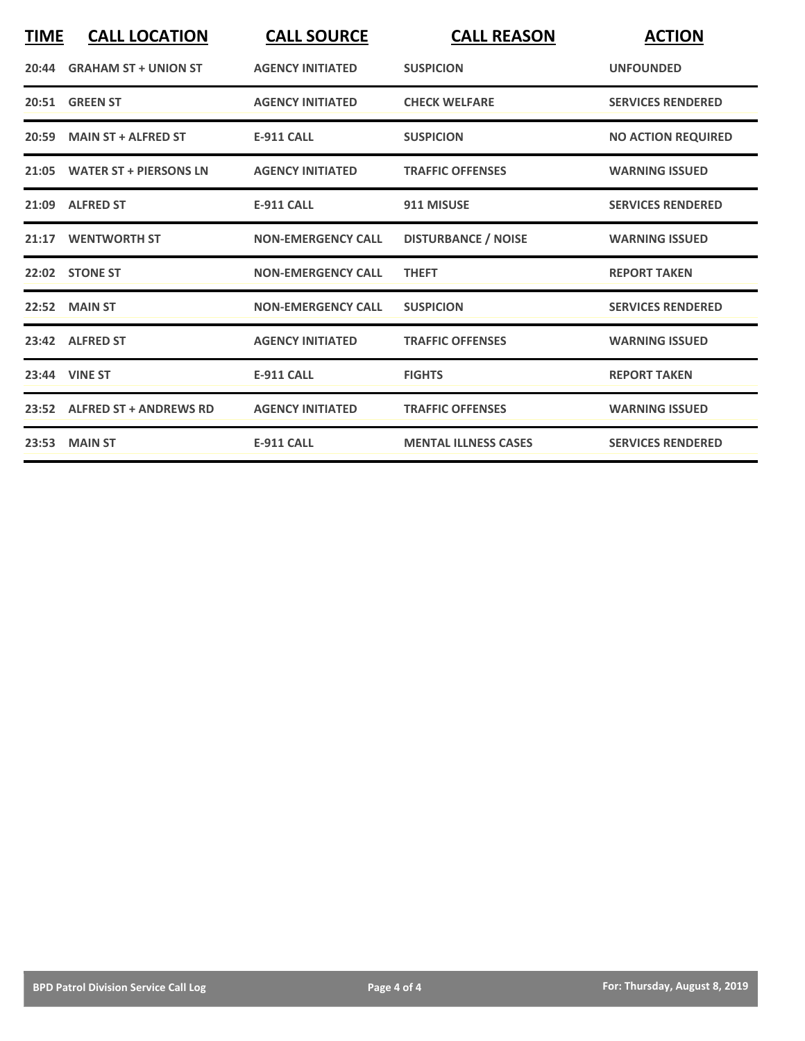| TIME | CALL LOCATION | CALL SOURCE | CALL REASON | ACTION |
|---|---|---|---|---|
| 20:44 | GRAHAM ST + UNION ST | AGENCY INITIATED | SUSPICION | UNFOUNDED |
| 20:51 | GREEN ST | AGENCY INITIATED | CHECK WELFARE | SERVICES RENDERED |
| 20:59 | MAIN ST + ALFRED ST | E-911 CALL | SUSPICION | NO ACTION REQUIRED |
| 21:05 | WATER ST + PIERSONS LN | AGENCY INITIATED | TRAFFIC OFFENSES | WARNING ISSUED |
| 21:09 | ALFRED ST | E-911 CALL | 911 MISUSE | SERVICES RENDERED |
| 21:17 | WENTWORTH ST | NON-EMERGENCY CALL | DISTURBANCE / NOISE | WARNING ISSUED |
| 22:02 | STONE ST | NON-EMERGENCY CALL | THEFT | REPORT TAKEN |
| 22:52 | MAIN ST | NON-EMERGENCY CALL | SUSPICION | SERVICES RENDERED |
| 23:42 | ALFRED ST | AGENCY INITIATED | TRAFFIC OFFENSES | WARNING ISSUED |
| 23:44 | VINE ST | E-911 CALL | FIGHTS | REPORT TAKEN |
| 23:52 | ALFRED ST + ANDREWS RD | AGENCY INITIATED | TRAFFIC OFFENSES | WARNING ISSUED |
| 23:53 | MAIN ST | E-911 CALL | MENTAL ILLNESS CASES | SERVICES RENDERED |